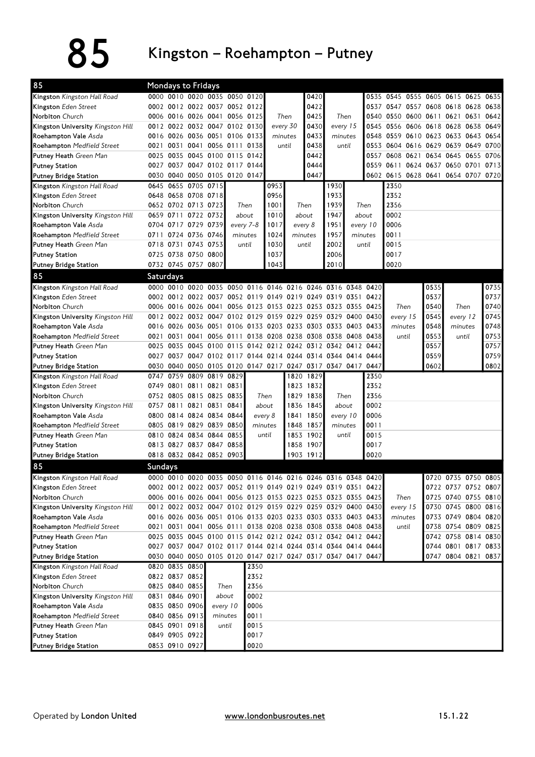# 85 Kingston – Roehampton – Putney

## Mondays to Fridays

| Stop | | | | | | | | | | | | | | | | | | |
|---|---|---|---|---|---|---|---|---|---|---|---|---|---|---|---|---|---|---|
| Kingston *Kingston Hall Road* | 0000 | 0010 | 0020 | 0035 | 0050 | 0120 | | 0420 | | 0535 | 0545 | 0555 | 0605 | 0615 | 0625 | 0635 |
| Kingston *Eden Street* | 0002 | 0012 | 0022 | 0037 | 0052 | 0122 | | 0422 | | 0537 | 0547 | 0557 | 0608 | 0618 | 0628 | 0638 |
| Norbiton *Church* | 0006 | 0016 | 0026 | 0041 | 0056 | 0125 | Then | 0425 | Then | 0540 | 0550 | 0600 | 0611 | 0621 | 0631 | 0642 |
| Kingston University *Kingston Hill* | 0012 | 0022 | 0032 | 0047 | 0102 | 0130 | every 30 | 0430 | every 15 | 0545 | 0556 | 0606 | 0618 | 0628 | 0638 | 0649 |
| Roehampton Vale *Asda* | 0016 | 0026 | 0036 | 0051 | 0106 | 0133 | minutes | 0433 | minutes | 0548 | 0559 | 0610 | 0623 | 0633 | 0643 | 0654 |
| Roehampton *Medfield Street* | 0021 | 0031 | 0041 | 0056 | 0111 | 0138 | until | 0438 | until | 0553 | 0604 | 0616 | 0629 | 0639 | 0649 | 0700 |
| Putney Heath *Green Man* | 0025 | 0035 | 0045 | 0100 | 0115 | 0142 | | 0442 | | 0557 | 0608 | 0621 | 0634 | 0645 | 0655 | 0706 |
| Putney Station | 0027 | 0037 | 0047 | 0102 | 0117 | 0144 | | 0444 | | 0559 | 0611 | 0624 | 0637 | 0650 | 0701 | 0713 |
| Putney Bridge Station | 0030 | 0040 | 0050 | 0105 | 0120 | 0147 | | 0447 | | 0602 | 0615 | 0628 | 0641 | 0654 | 0707 | 0720 |

| Stop | | | | | | | | | | | | |
|---|---|---|---|---|---|---|---|---|---|---|---|---|
| Kingston *Kingston Hall Road* | 0645 | 0655 | 0705 | 0715 | | 0953 | | 1930 | | 2350 |
| Kingston *Eden Street* | 0648 | 0658 | 0708 | 0718 | | 0956 | | 1933 | | 2352 |
| Norbiton *Church* | 0652 | 0702 | 0713 | 0723 | Then | 1001 | Then | 1939 | Then | 2356 |
| Kingston University *Kingston Hill* | 0659 | 0711 | 0722 | 0732 | about | 1010 | about | 1947 | about | 0002 |
| Roehampton Vale *Asda* | 0704 | 0717 | 0729 | 0739 | every 7-8 | 1017 | every 8 | 1951 | every 10 | 0006 |
| Roehampton *Medfield Street* | 0711 | 0724 | 0736 | 0746 | minutes | 1024 | minutes | 1957 | minutes | 0011 |
| Putney Heath *Green Man* | 0718 | 0731 | 0743 | 0753 | until | 1030 | until | 2002 | until | 0015 |
| Putney Station | 0725 | 0738 | 0750 | 0800 | | 1037 | | 2006 | | 0017 |
| Putney Bridge Station | 0732 | 0745 | 0757 | 0807 | | 1043 | | 2010 | | 0020 |

## Saturdays

| Stop | | | | | | | | | | | | | | | | |
|---|---|---|---|---|---|---|---|---|---|---|---|---|---|---|---|---|
| Kingston *Kingston Hall Road* | 0000 | 0010 | 0020 | 0035 | 0050 | 0116 | 0146 | 0216 | 0246 | 0316 | 0348 | 0420 | | 0535 | | 0735 |
| Kingston *Eden Street* | 0002 | 0012 | 0022 | 0037 | 0052 | 0119 | 0149 | 0219 | 0249 | 0319 | 0351 | 0422 | | 0537 | | 0737 |
| Norbiton *Church* | 0006 | 0016 | 0026 | 0041 | 0056 | 0123 | 0153 | 0223 | 0253 | 0323 | 0355 | 0425 | Then | 0540 | Then | 0740 |
| Kingston University *Kingston Hill* | 0012 | 0022 | 0032 | 0047 | 0102 | 0129 | 0159 | 0229 | 0259 | 0329 | 0400 | 0430 | every 15 | 0545 | every 12 | 0745 |
| Roehampton Vale *Asda* | 0016 | 0026 | 0036 | 0051 | 0106 | 0133 | 0203 | 0233 | 0303 | 0333 | 0403 | 0433 | minutes | 0548 | minutes | 0748 |
| Roehampton *Medfield Street* | 0021 | 0031 | 0041 | 0056 | 0111 | 0138 | 0208 | 0238 | 0308 | 0338 | 0408 | 0438 | until | 0553 | until | 0753 |
| Putney Heath *Green Man* | 0025 | 0035 | 0045 | 0100 | 0115 | 0142 | 0212 | 0242 | 0312 | 0342 | 0412 | 0442 | | 0557 | | 0757 |
| Putney Station | 0027 | 0037 | 0047 | 0102 | 0117 | 0144 | 0214 | 0244 | 0314 | 0344 | 0414 | 0444 | | 0559 | | 0759 |
| Putney Bridge Station | 0030 | 0040 | 0050 | 0105 | 0120 | 0147 | 0217 | 0247 | 0317 | 0347 | 0417 | 0447 | | 0602 | | 0802 |

| Stop | | | | | | | | | | | |
|---|---|---|---|---|---|---|---|---|---|---|---|
| Kingston *Kingston Hall Road* | 0747 | 0759 | 0809 | 0819 | 0829 | | 1820 | 1829 | | 2350 |
| Kingston *Eden Street* | 0749 | 0801 | 0811 | 0821 | 0831 | | 1823 | 1832 | | 2352 |
| Norbiton *Church* | 0752 | 0805 | 0815 | 0825 | 0835 | Then | 1829 | 1838 | Then | 2356 |
| Kingston University *Kingston Hill* | 0757 | 0811 | 0821 | 0831 | 0841 | about | 1836 | 1845 | about | 0002 |
| Roehampton Vale *Asda* | 0800 | 0814 | 0824 | 0834 | 0844 | every 8 | 1841 | 1850 | every 10 | 0006 |
| Roehampton *Medfield Street* | 0805 | 0819 | 0829 | 0839 | 0850 | minutes | 1848 | 1857 | minutes | 0011 |
| Putney Heath *Green Man* | 0810 | 0824 | 0834 | 0844 | 0855 | until | 1853 | 1902 | until | 0015 |
| Putney Station | 0813 | 0827 | 0837 | 0847 | 0858 | | 1858 | 1907 | | 0017 |
| Putney Bridge Station | 0818 | 0832 | 0842 | 0852 | 0903 | | 1903 | 1912 | | 0020 |

## Sundays

| Stop | | | | | | | | | | | | | | | | | |
|---|---|---|---|---|---|---|---|---|---|---|---|---|---|---|---|---|---|
| Kingston *Kingston Hall Road* | 0000 | 0010 | 0020 | 0035 | 0050 | 0116 | 0146 | 0216 | 0246 | 0316 | 0348 | 0420 | | 0720 | 0735 | 0750 | 0805 |
| Kingston *Eden Street* | 0002 | 0012 | 0022 | 0037 | 0052 | 0119 | 0149 | 0219 | 0249 | 0319 | 0351 | 0422 | | 0722 | 0737 | 0752 | 0807 |
| Norbiton *Church* | 0006 | 0016 | 0026 | 0041 | 0056 | 0123 | 0153 | 0223 | 0253 | 0323 | 0355 | 0425 | Then | 0725 | 0740 | 0755 | 0810 |
| Kingston University *Kingston Hill* | 0012 | 0022 | 0032 | 0047 | 0102 | 0129 | 0159 | 0229 | 0259 | 0329 | 0400 | 0430 | every 15 | 0730 | 0745 | 0800 | 0816 |
| Roehampton Vale *Asda* | 0016 | 0026 | 0036 | 0051 | 0106 | 0133 | 0203 | 0233 | 0303 | 0333 | 0403 | 0433 | minutes | 0733 | 0749 | 0804 | 0820 |
| Roehampton *Medfield Street* | 0021 | 0031 | 0041 | 0056 | 0111 | 0138 | 0208 | 0238 | 0308 | 0338 | 0408 | 0438 | until | 0738 | 0754 | 0809 | 0825 |
| Putney Heath *Green Man* | 0025 | 0035 | 0045 | 0100 | 0115 | 0142 | 0212 | 0242 | 0312 | 0342 | 0412 | 0442 | | 0742 | 0758 | 0814 | 0830 |
| Putney Station | 0027 | 0037 | 0047 | 0102 | 0117 | 0144 | 0214 | 0244 | 0314 | 0344 | 0414 | 0444 | | 0744 | 0801 | 0817 | 0833 |
| Putney Bridge Station | 0030 | 0040 | 0050 | 0105 | 0120 | 0147 | 0217 | 0247 | 0317 | 0347 | 0417 | 0447 | | 0747 | 0804 | 0821 | 0837 |

| Stop | | | | | |
|---|---|---|---|---|---|
| Kingston *Kingston Hall Road* | 0820 | 0835 | 0850 | | 2350 |
| Kingston *Eden Street* | 0822 | 0837 | 0852 | | 2352 |
| Norbiton *Church* | 0825 | 0840 | 0855 | Then | 2356 |
| Kingston University *Kingston Hill* | 0831 | 0846 | 0901 | about | 0002 |
| Roehampton Vale *Asda* | 0835 | 0850 | 0906 | every 10 | 0006 |
| Roehampton *Medfield Street* | 0840 | 0856 | 0913 | minutes | 0011 |
| Putney Heath *Green Man* | 0845 | 0901 | 0918 | until | 0015 |
| Putney Station | 0849 | 0905 | 0922 | | 0017 |
| Putney Bridge Station | 0853 | 0910 | 0927 | | 0020 |

Operated by **London United** www.londonbusroutes.net 15.1.22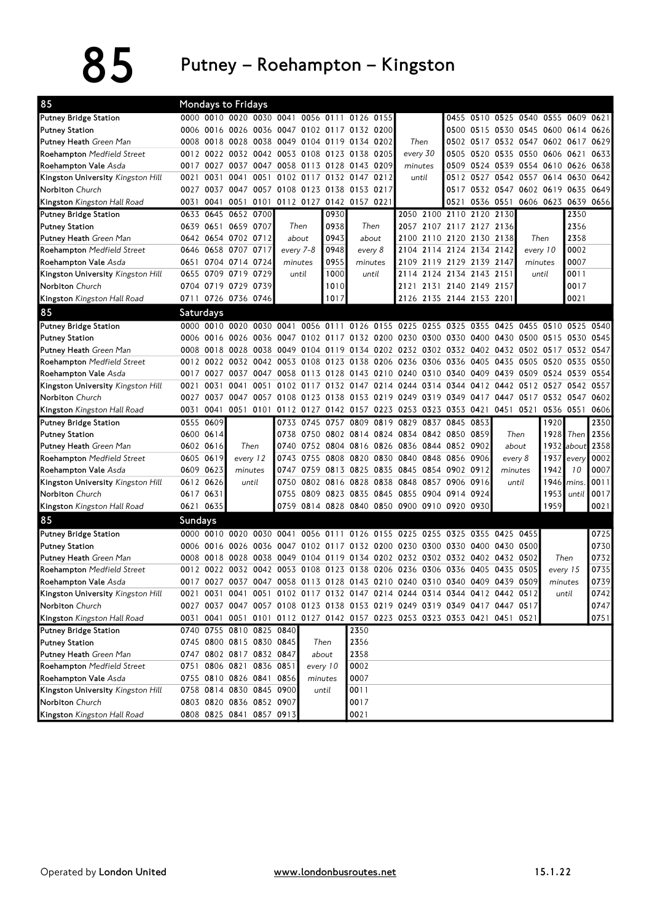# 85 Putney – Roehampton – Kingston

## Mondays to Fridays

| 85 | | | | | | | | | | | | | | | | | |
|---|---|---|---|---|---|---|---|---|---|---|---|---|---|---|---|---|---|
| Putney Bridge Station | 0000 | 0010 | 0020 | 0030 | 0041 | 0056 | 0111 | 0126 | 0155 | | 0455 | 0510 | 0525 | 0540 | 0555 | 0609 | 0621 |
| Putney Station | 0006 | 0016 | 0026 | 0036 | 0047 | 0102 | 0117 | 0132 | 0200 | Then | 0500 | 0515 | 0530 | 0545 | 0600 | 0614 | 0626 |
| Putney Heath *Green Man* | 0008 | 0018 | 0028 | 0038 | 0049 | 0104 | 0119 | 0134 | 0202 | every 30 | 0502 | 0517 | 0532 | 0547 | 0602 | 0617 | 0629 |
| Roehampton *Medfield Street* | 0012 | 0022 | 0032 | 0042 | 0053 | 0108 | 0123 | 0138 | 0205 | minutes | 0505 | 0520 | 0535 | 0550 | 0606 | 0621 | 0633 |
| Roehampton Vale *Asda* | 0017 | 0027 | 0037 | 0047 | 0058 | 0113 | 0128 | 0143 | 0209 | until | 0509 | 0524 | 0539 | 0554 | 0610 | 0626 | 0638 |
| Kingston University *Kingston Hill* | 0021 | 0031 | 0041 | 0051 | 0102 | 0117 | 0132 | 0147 | 0212 | | 0512 | 0527 | 0542 | 0557 | 0614 | 0630 | 0642 |
| Norbiton *Church* | 0027 | 0037 | 0047 | 0057 | 0108 | 0123 | 0138 | 0153 | 0217 | | 0517 | 0532 | 0547 | 0602 | 0619 | 0635 | 0649 |
| Kingston *Kingston Hall Road* | 0031 | 0041 | 0051 | 0101 | 0112 | 0127 | 0142 | 0157 | 0221 | | 0521 | 0536 | 0551 | 0606 | 0623 | 0639 | 0656 |

| | | | | | | | | | | | | | | | |
|---|---|---|---|---|---|---|---|---|---|---|---|---|---|---|---|
| Putney Bridge Station | 0633 | 0645 | 0652 | 0700 | | 0930 | | 2050 | 2100 | 2110 | 2120 | 2130 | | 2350 |
| Putney Station | 0639 | 0651 | 0659 | 0707 | Then | 0938 | Then | 2057 | 2107 | 2117 | 2127 | 2136 | | 2356 |
| Putney Heath *Green Man* | 0642 | 0654 | 0702 | 0712 | about | 0943 | about | 2100 | 2110 | 2120 | 2130 | 2138 | Then | 2358 |
| Roehampton *Medfield Street* | 0646 | 0658 | 0707 | 0717 | every 7-8 | 0948 | every 8 | 2104 | 2114 | 2124 | 2134 | 2142 | every 10 | 0002 |
| Roehampton Vale *Asda* | 0651 | 0704 | 0714 | 0724 | minutes | 0955 | minutes | 2109 | 2119 | 2129 | 2139 | 2147 | minutes | 0007 |
| Kingston University *Kingston Hill* | 0655 | 0709 | 0719 | 0729 | until | 1000 | until | 2114 | 2124 | 2134 | 2143 | 2151 | until | 0011 |
| Norbiton *Church* | 0704 | 0719 | 0729 | 0739 | | 1010 | | 2121 | 2131 | 2140 | 2149 | 2157 | | 0017 |
| Kingston *Kingston Hall Road* | 0711 | 0726 | 0736 | 0746 | | 1017 | | 2126 | 2135 | 2144 | 2153 | 2201 | | 0021 |

## Saturdays

| 85 | | | | | | | | | | | | | | | | | | | |
|---|---|---|---|---|---|---|---|---|---|---|---|---|---|---|---|---|---|---|---|
| Putney Bridge Station | 0000 | 0010 | 0020 | 0030 | 0041 | 0056 | 0111 | 0126 | 0155 | 0225 | 0255 | 0325 | 0355 | 0425 | 0455 | 0510 | 0525 | 0540 |
| Putney Station | 0006 | 0016 | 0026 | 0036 | 0047 | 0102 | 0117 | 0132 | 0200 | 0230 | 0300 | 0330 | 0400 | 0430 | 0500 | 0515 | 0530 | 0545 |
| Putney Heath *Green Man* | 0008 | 0018 | 0028 | 0038 | 0049 | 0104 | 0119 | 0134 | 0202 | 0232 | 0302 | 0332 | 0402 | 0432 | 0502 | 0517 | 0532 | 0547 |
| Roehampton *Medfield Street* | 0012 | 0022 | 0032 | 0042 | 0053 | 0108 | 0123 | 0138 | 0206 | 0236 | 0306 | 0336 | 0405 | 0435 | 0505 | 0520 | 0535 | 0550 |
| Roehampton Vale *Asda* | 0017 | 0027 | 0037 | 0047 | 0058 | 0113 | 0128 | 0143 | 0210 | 0240 | 0310 | 0340 | 0409 | 0439 | 0509 | 0524 | 0539 | 0554 |
| Kingston University *Kingston Hill* | 0021 | 0031 | 0041 | 0051 | 0102 | 0117 | 0132 | 0147 | 0214 | 0244 | 0314 | 0344 | 0412 | 0442 | 0512 | 0527 | 0542 | 0557 |
| Norbiton *Church* | 0027 | 0037 | 0047 | 0057 | 0108 | 0123 | 0138 | 0153 | 0219 | 0249 | 0319 | 0349 | 0417 | 0447 | 0517 | 0532 | 0547 | 0602 |
| Kingston *Kingston Hall Road* | 0031 | 0041 | 0051 | 0101 | 0112 | 0127 | 0142 | 0157 | 0223 | 0253 | 0323 | 0353 | 0421 | 0451 | 0521 | 0536 | 0551 | 0606 |

| | | | | | | | | | | | | | | | | |
|---|---|---|---|---|---|---|---|---|---|---|---|---|---|---|---|---|
| Putney Bridge Station | 0555 | 0609 | | 0733 | 0745 | 0757 | 0809 | 0819 | 0829 | 0837 | 0845 | 0853 | | 1920 | | 2350 |
| Putney Station | 0600 | 0614 | | 0738 | 0750 | 0802 | 0814 | 0824 | 0834 | 0842 | 0850 | 0859 | Then | 1928 | Then | 2356 |
| Putney Heath *Green Man* | 0602 | 0616 | Then | 0740 | 0752 | 0804 | 0816 | 0826 | 0836 | 0844 | 0852 | 0902 | about | 1932 | about | 2358 |
| Roehampton *Medfield Street* | 0605 | 0619 | every 12 | 0743 | 0755 | 0808 | 0820 | 0830 | 0840 | 0848 | 0856 | 0906 | every 8 | 1937 | every | 0002 |
| Roehampton Vale *Asda* | 0609 | 0623 | minutes | 0747 | 0759 | 0813 | 0825 | 0835 | 0845 | 0854 | 0902 | 0912 | minutes | 1942 | 10 | 0007 |
| Kingston University *Kingston Hill* | 0612 | 0626 | until | 0750 | 0802 | 0816 | 0828 | 0838 | 0848 | 0857 | 0906 | 0916 | until | 1946 | mins. | 0011 |
| Norbiton *Church* | 0617 | 0631 | | 0755 | 0809 | 0823 | 0835 | 0845 | 0855 | 0904 | 0914 | 0924 | | 1953 | until | 0017 |
| Kingston *Kingston Hall Road* | 0621 | 0635 | | 0759 | 0814 | 0828 | 0840 | 0850 | 0900 | 0910 | 0920 | 0930 | | 1959 | | 0021 |

## Sundays

| 85 | | | | | | | | | | | | | | | | | |
|---|---|---|---|---|---|---|---|---|---|---|---|---|---|---|---|---|---|
| Putney Bridge Station | 0000 | 0010 | 0020 | 0030 | 0041 | 0056 | 0111 | 0126 | 0155 | 0225 | 0255 | 0325 | 0355 | 0425 | 0455 | | 0725 |
| Putney Station | 0006 | 0016 | 0026 | 0036 | 0047 | 0102 | 0117 | 0132 | 0200 | 0230 | 0300 | 0330 | 0400 | 0430 | 0500 | | 0730 |
| Putney Heath *Green Man* | 0008 | 0018 | 0028 | 0038 | 0049 | 0104 | 0119 | 0134 | 0202 | 0232 | 0302 | 0332 | 0402 | 0432 | 0502 | Then | 0732 |
| Roehampton *Medfield Street* | 0012 | 0022 | 0032 | 0042 | 0053 | 0108 | 0123 | 0138 | 0206 | 0236 | 0306 | 0336 | 0405 | 0435 | 0505 | every 15 | 0735 |
| Roehampton Vale *Asda* | 0017 | 0027 | 0037 | 0047 | 0058 | 0113 | 0128 | 0143 | 0210 | 0240 | 0310 | 0340 | 0409 | 0439 | 0509 | minutes | 0739 |
| Kingston University *Kingston Hill* | 0021 | 0031 | 0041 | 0051 | 0102 | 0117 | 0132 | 0147 | 0214 | 0244 | 0314 | 0344 | 0412 | 0442 | 0512 | until | 0742 |
| Norbiton *Church* | 0027 | 0037 | 0047 | 0057 | 0108 | 0123 | 0138 | 0153 | 0219 | 0249 | 0319 | 0349 | 0417 | 0447 | 0517 | | 0747 |
| Kingston *Kingston Hall Road* | 0031 | 0041 | 0051 | 0101 | 0112 | 0127 | 0142 | 0157 | 0223 | 0253 | 0323 | 0353 | 0421 | 0451 | 0521 | | 0751 |

| | | | | | | | |
|---|---|---|---|---|---|---|---|
| Putney Bridge Station | 0740 | 0755 | 0810 | 0825 | 0840 | | 2350 |
| Putney Station | 0745 | 0800 | 0815 | 0830 | 0845 | Then | 2356 |
| Putney Heath *Green Man* | 0747 | 0802 | 0817 | 0832 | 0847 | about | 2358 |
| Roehampton *Medfield Street* | 0751 | 0806 | 0821 | 0836 | 0851 | every 10 | 0002 |
| Roehampton Vale *Asda* | 0755 | 0810 | 0826 | 0841 | 0856 | minutes | 0007 |
| Kingston University *Kingston Hill* | 0758 | 0814 | 0830 | 0845 | 0900 | until | 0011 |
| Norbiton *Church* | 0803 | 0820 | 0836 | 0852 | 0907 | | 0017 |
| Kingston *Kingston Hall Road* | 0808 | 0825 | 0841 | 0857 | 0913 | | 0021 |

Operated by **London United** www.londonbusroutes.net 15.1.22